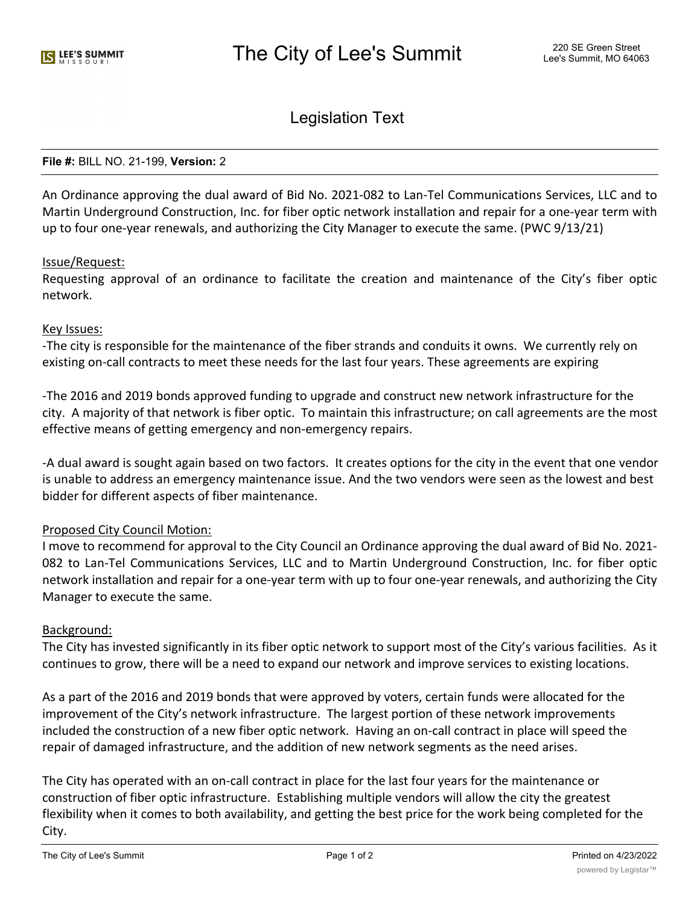# The City of Lee's Summit

220 SE Green Street
Lee's Summit, MO 64063

## Legislation Text

**File #:** BILL NO. 21-199, **Version:** 2

An Ordinance approving the dual award of Bid No. 2021-082 to Lan-Tel Communications Services, LLC and to Martin Underground Construction, Inc. for fiber optic network installation and repair for a one-year term with up to four one-year renewals, and authorizing the City Manager to execute the same. (PWC 9/13/21)

Issue/Request:

Requesting approval of an ordinance to facilitate the creation and maintenance of the City's fiber optic network.

Key Issues:

-The city is responsible for the maintenance of the fiber strands and conduits it owns. We currently rely on existing on-call contracts to meet these needs for the last four years. These agreements are expiring

-The 2016 and 2019 bonds approved funding to upgrade and construct new network infrastructure for the city. A majority of that network is fiber optic. To maintain this infrastructure; on call agreements are the most effective means of getting emergency and non-emergency repairs.

-A dual award is sought again based on two factors. It creates options for the city in the event that one vendor is unable to address an emergency maintenance issue. And the two vendors were seen as the lowest and best bidder for different aspects of fiber maintenance.

Proposed City Council Motion:

I move to recommend for approval to the City Council an Ordinance approving the dual award of Bid No. 2021-082 to Lan-Tel Communications Services, LLC and to Martin Underground Construction, Inc. for fiber optic network installation and repair for a one-year term with up to four one-year renewals, and authorizing the City Manager to execute the same.

Background:

The City has invested significantly in its fiber optic network to support most of the City's various facilities. As it continues to grow, there will be a need to expand our network and improve services to existing locations.

As a part of the 2016 and 2019 bonds that were approved by voters, certain funds were allocated for the improvement of the City's network infrastructure. The largest portion of these network improvements included the construction of a new fiber optic network. Having an on-call contract in place will speed the repair of damaged infrastructure, and the addition of new network segments as the need arises.

The City has operated with an on-call contract in place for the last four years for the maintenance or construction of fiber optic infrastructure. Establishing multiple vendors will allow the city the greatest flexibility when it comes to both availability, and getting the best price for the work being completed for the City.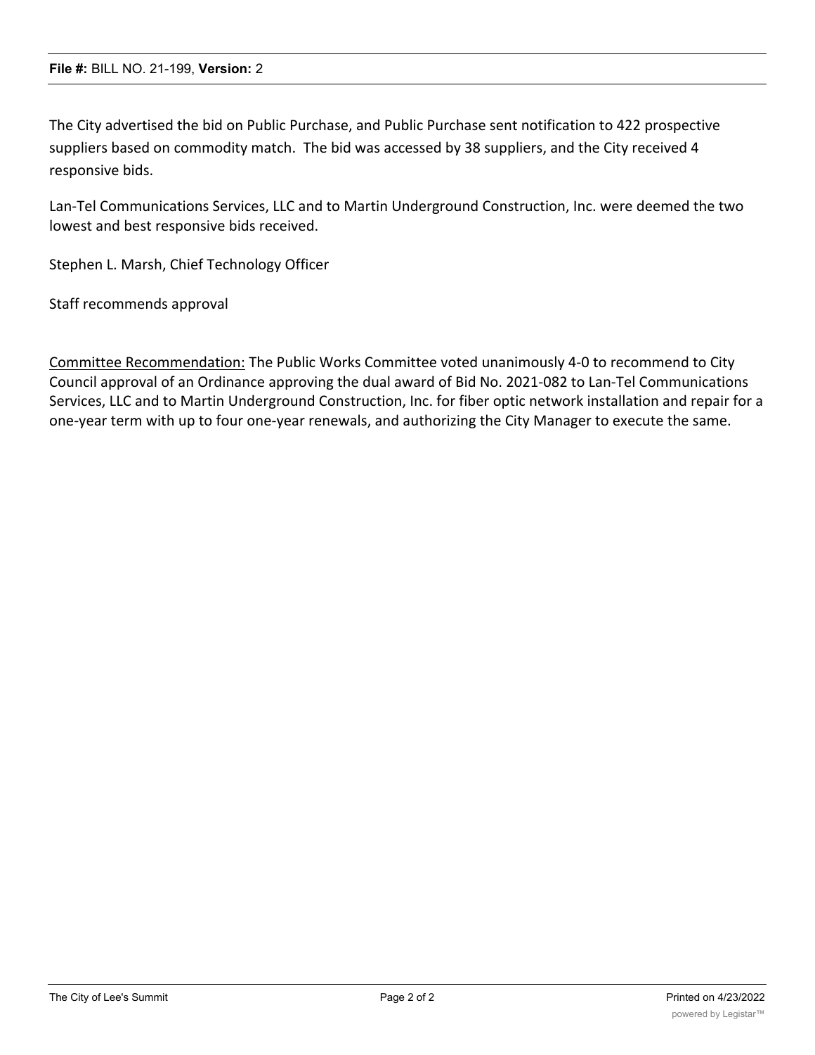The City advertised the bid on Public Purchase, and Public Purchase sent notification to 422 prospective suppliers based on commodity match. The bid was accessed by 38 suppliers, and the City received 4 responsive bids.

Lan-Tel Communications Services, LLC and to Martin Underground Construction, Inc. were deemed the two lowest and best responsive bids received.

Stephen L. Marsh, Chief Technology Officer

Staff recommends approval

Committee Recommendation: The Public Works Committee voted unanimously 4-0 to recommend to City Council approval of an Ordinance approving the dual award of Bid No. 2021-082 to Lan-Tel Communications Services, LLC and to Martin Underground Construction, Inc. for fiber optic network installation and repair for a one-year term with up to four one-year renewals, and authorizing the City Manager to execute the same.